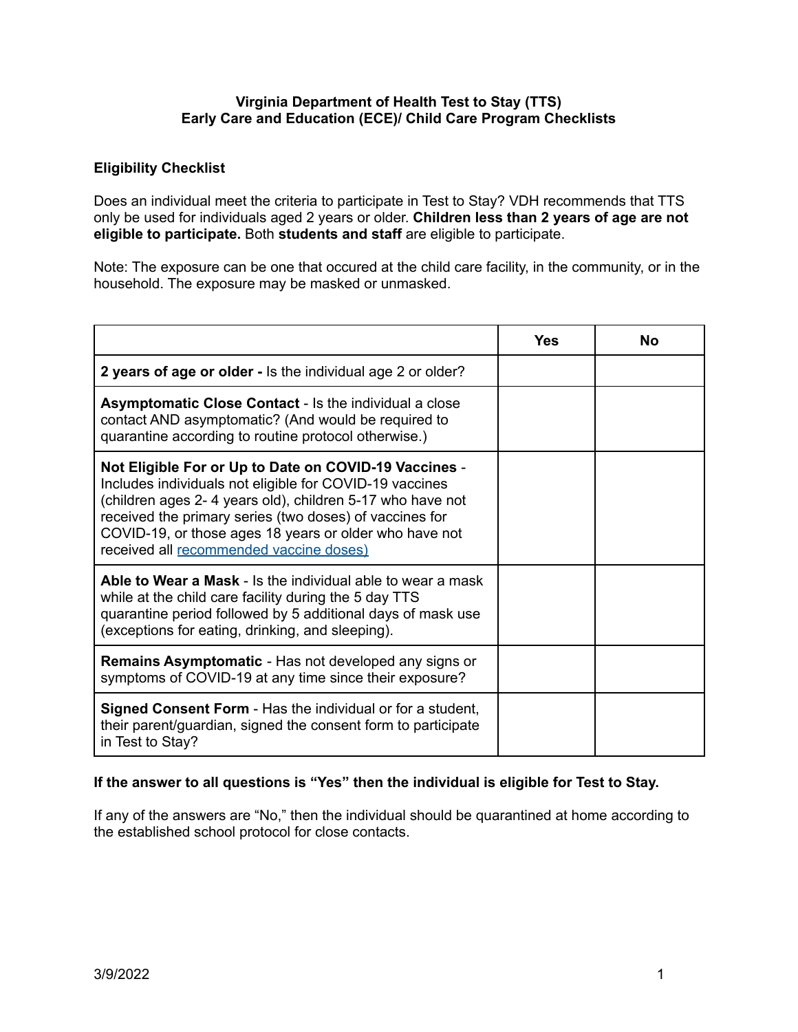**Virginia Department of Health Test to Stay (TTS)**
**Early Care and Education (ECE)/ Child Care Program Checklists**

### Eligibility Checklist

Does an individual meet the criteria to participate in Test to Stay? VDH recommends that TTS only be used for individuals aged 2 years or older. **Children less than 2 years of age are not eligible to participate.** Both **students and staff** are eligible to participate.

Note: The exposure can be one that occured at the child care facility, in the community, or in the household. The exposure may be masked or unmasked.

| | Yes | No |
|---|---|---|
| **2 years of age or older -** Is the individual age 2 or older? | | |
| **Asymptomatic Close Contact** - Is the individual a close contact AND asymptomatic? (And would be required to quarantine according to routine protocol otherwise.) | | |
| **Not Eligible For or Up to Date on COVID-19 Vaccines** - Includes individuals not eligible for COVID-19 vaccines (children ages 2- 4 years old), children 5-17 who have not received the primary series (two doses) of vaccines for COVID-19, or those ages 18 years or older who have not received all recommended vaccine doses) | | |
| **Able to Wear a Mask** - Is the individual able to wear a mask while at the child care facility during the 5 day TTS quarantine period followed by 5 additional days of mask use (exceptions for eating, drinking, and sleeping). | | |
| **Remains Asymptomatic** - Has not developed any signs or symptoms of COVID-19 at any time since their exposure? | | |
| **Signed Consent Form** - Has the individual or for a student, their parent/guardian, signed the consent form to participate in Test to Stay? | | |

**If the answer to all questions is "Yes" then the individual is eligible for Test to Stay.**

If any of the answers are "No," then the individual should be quarantined at home according to the established school protocol for close contacts.

3/9/2022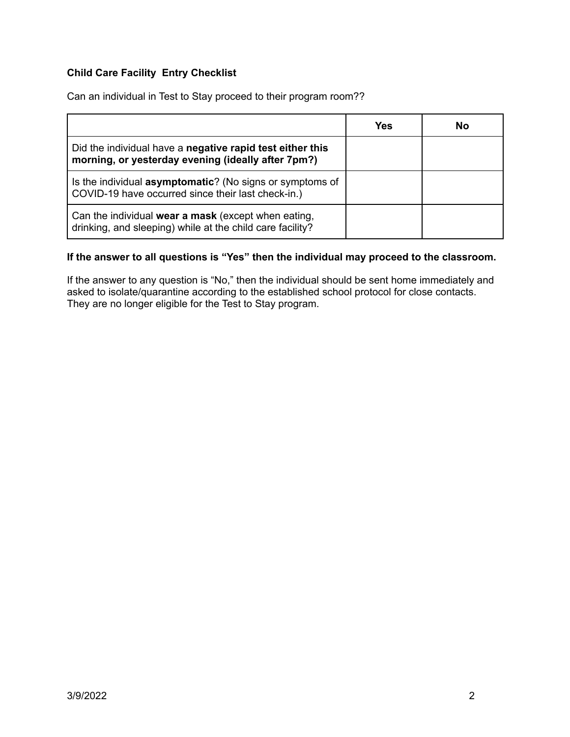**Child Care Facility  Entry Checklist**

Can an individual in Test to Stay proceed to their program room??

| | Yes | No |
|---|---|---|
| Did the individual have a **negative rapid test either this morning, or yesterday evening (ideally after 7pm?)** | | |
| Is the individual **asymptomatic**? (No signs or symptoms of COVID-19 have occurred since their last check-in.) | | |
| Can the individual **wear a mask** (except when eating, drinking, and sleeping) while at the child care facility? | | |

**If the answer to all questions is "Yes" then the individual may proceed to the classroom.**

If the answer to any question is "No," then the individual should be sent home immediately and asked to isolate/quarantine according to the established school protocol for close contacts. They are no longer eligible for the Test to Stay program.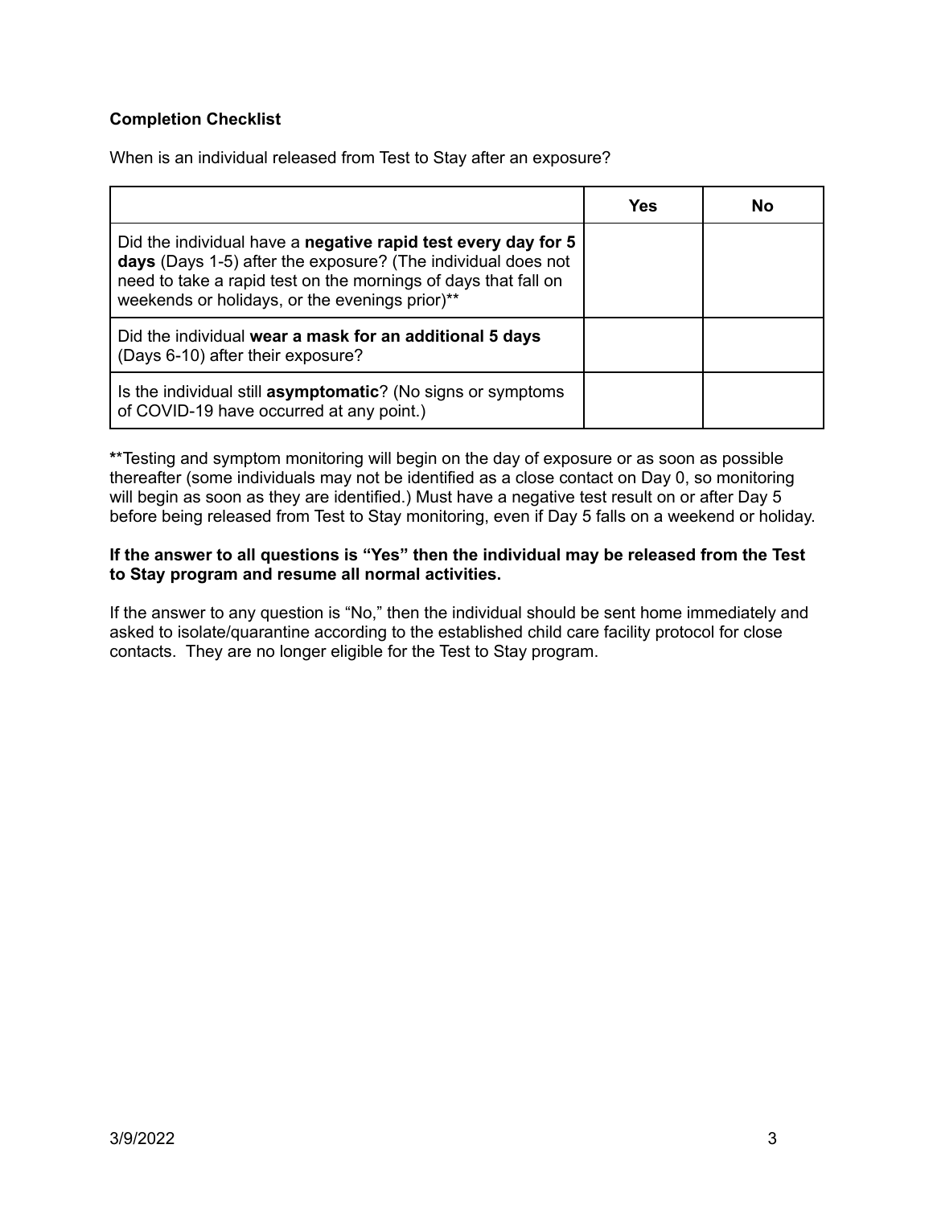**Completion Checklist**

When is an individual released from Test to Stay after an exposure?

| | Yes | No |
|---|---|---|
| Did the individual have a **negative rapid test every day for 5 days** (Days 1-5) after the exposure? (The individual does not need to take a rapid test on the mornings of days that fall on weekends or holidays, or the evenings prior)** | | |
| Did the individual **wear a mask for an additional 5 days** (Days 6-10) after their exposure? | | |
| Is the individual still **asymptomatic**? (No signs or symptoms of COVID-19 have occurred at any point.) | | |

**Testing and symptom monitoring will begin on the day of exposure or as soon as possible thereafter (some individuals may not be identified as a close contact on Day 0, so monitoring will begin as soon as they are identified.) Must have a negative test result on or after Day 5 before being released from Test to Stay monitoring, even if Day 5 falls on a weekend or holiday.

**If the answer to all questions is "Yes" then the individual may be released from the Test to Stay program and resume all normal activities.**

If the answer to any question is "No," then the individual should be sent home immediately and asked to isolate/quarantine according to the established child care facility protocol for close contacts. They are no longer eligible for the Test to Stay program.

3/9/2022